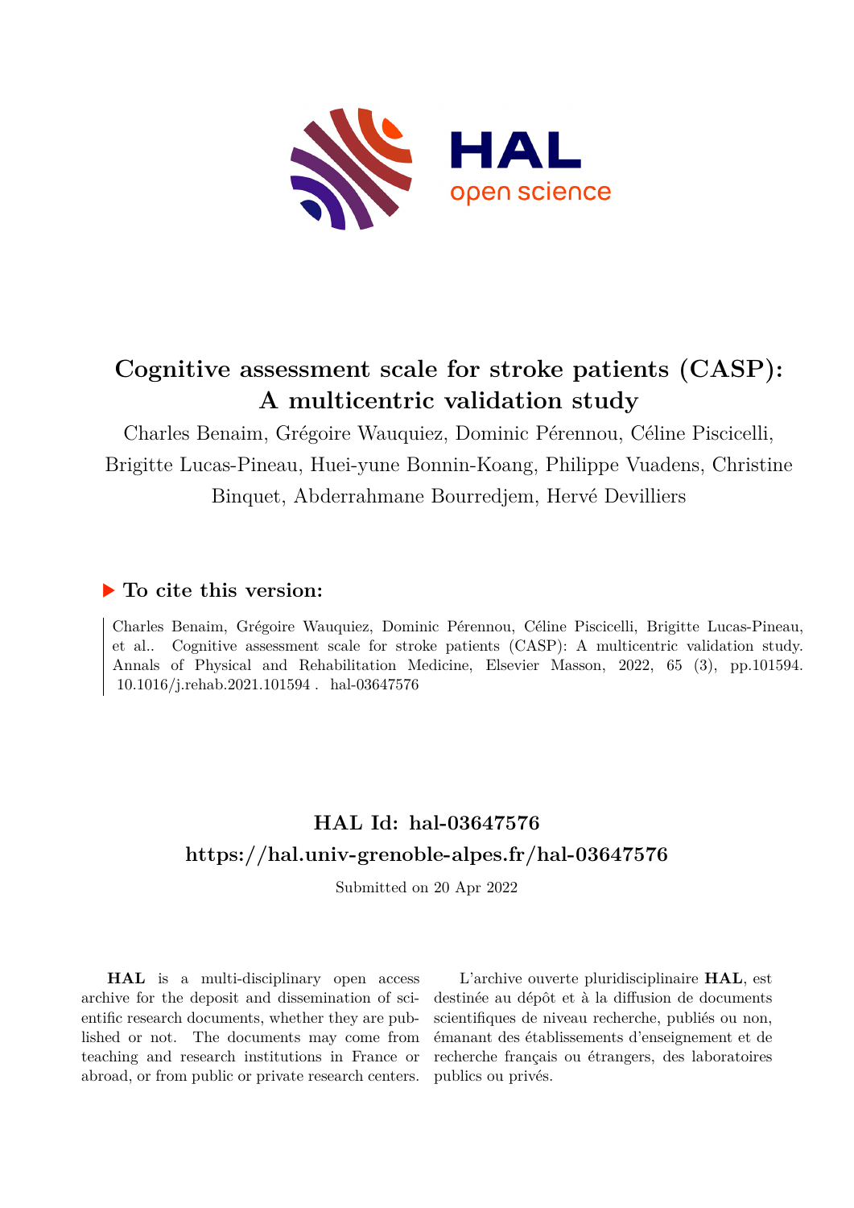# Cognitive assessment scale for stroke patients (CASP): A multicentric validation study

Charles Benaim, Grégoire Wauquiez, Dominic Pérennou, Céline Piscicelli, Brigitte Lucas-Pineau, Huei-yune Bonnin-Koang, Philippe Vuadens, Christine Binquet, Abderrahmane Bourredjem, Hervé Devilliers

## ▶ To cite this version:

Charles Benaim, Grégoire Wauquiez, Dominic Pérennou, Céline Piscicelli, Brigitte Lucas-Pineau, et al.. Cognitive assessment scale for stroke patients (CASP): A multicentric validation study. Annals of Physical and Rehabilitation Medicine, Elsevier Masson, 2022, 65 (3), pp.101594. 10.1016/j.rehab.2021.101594 . hal-03647576

## HAL Id: hal-03647576
## https://hal.univ-grenoble-alpes.fr/hal-03647576

Submitted on 20 Apr 2022

**HAL** is a multi-disciplinary open access archive for the deposit and dissemination of scientific research documents, whether they are published or not. The documents may come from teaching and research institutions in France or abroad, or from public or private research centers.

L'archive ouverte pluridisciplinaire **HAL**, est destinée au dépôt et à la diffusion de documents scientifiques de niveau recherche, publiés ou non, émanant des établissements d'enseignement et de recherche français ou étrangers, des laboratoires publics ou privés.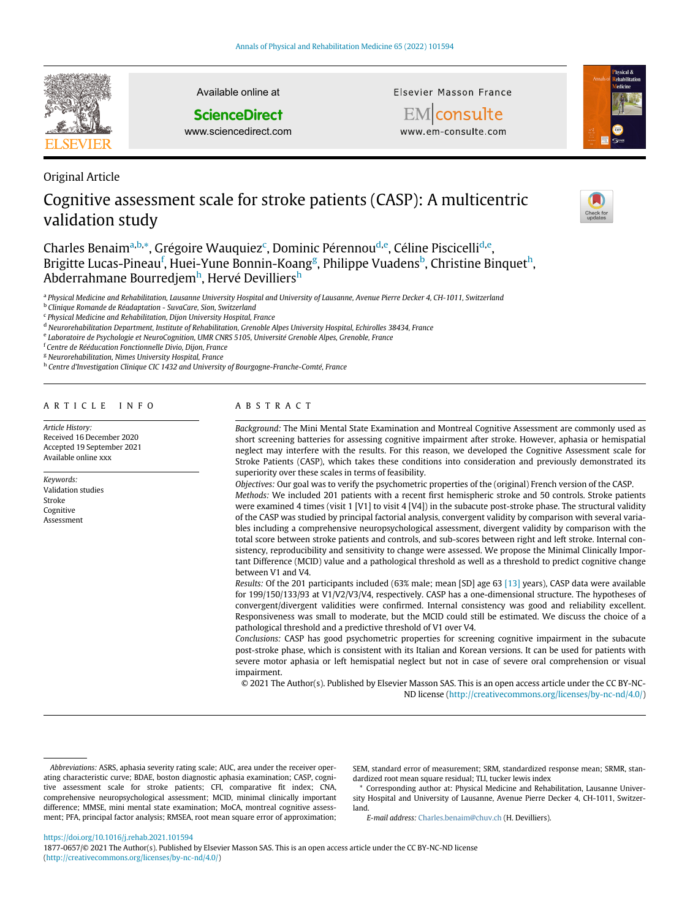Original Article

# Cognitive assessment scale for stroke patients (CASP): A multicentric validation study

Charles Benaim[a,b,*], Grégoire Wauquiez[c], Dominic Pérennou[d,e], Céline Piscicelli[d,e], Brigitte Lucas-Pineau[f], Huei-Yune Bonnin-Koang[g], Philippe Vuadens[b], Christine Binquet[h], Abderrahmane Bourredjem[h], Hervé Devilliers[h]

[a] Physical Medicine and Rehabilitation, Lausanne University Hospital and University of Lausanne, Avenue Pierre Decker 4, CH-1011, Switzerland
[b] Clinique Romande de Réadaptation - SuvaCare, Sion, Switzerland
[c] Physical Medicine and Rehabilitation, Dijon University Hospital, France
[d] Neurorehabilitation Department, Institute of Rehabilitation, Grenoble Alpes University Hospital, Echirolles 38434, France
[e] Laboratoire de Psychologie et NeuroCognition, UMR CNRS 5105, Université Grenoble Alpes, Grenoble, France
[f] Centre de Rééducation Fonctionnelle Divio, Dijon, France
[g] Neurorehabilitation, Nimes University Hospital, France
[h] Centre d'Investigation Clinique CIC 1432 and University of Bourgogne-Franche-Comté, France

## ARTICLE INFO

*Article History:*
Received 16 December 2020
Accepted 19 September 2021
Available online xxx

*Keywords:*
Validation studies
Stroke
Cognitive
Assessment

## ABSTRACT

*Background:* The Mini Mental State Examination and Montreal Cognitive Assessment are commonly used as short screening batteries for assessing cognitive impairment after stroke. However, aphasia or hemispatial neglect may interfere with the results. For this reason, we developed the Cognitive Assessment scale for Stroke Patients (CASP), which takes these conditions into consideration and previously demonstrated its superiority over these scales in terms of feasibility.

*Objectives:* Our goal was to verify the psychometric properties of the (original) French version of the CASP.

*Methods:* We included 201 patients with a recent first hemispheric stroke and 50 controls. Stroke patients were examined 4 times (visit 1 [V1] to visit 4 [V4]) in the subacute post-stroke phase. The structural validity of the CASP was studied by principal factorial analysis, convergent validity by comparison with several variables including a comprehensive neuropsychological assessment, divergent validity by comparison with the total score between stroke patients and controls, and sub-scores between right and left stroke. Internal consistency, reproducibility and sensitivity to change were assessed. We propose the Minimal Clinically Important Difference (MCID) value and a pathological threshold as well as a threshold to predict cognitive change between V1 and V4.

*Results:* Of the 201 participants included (63% male; mean [SD] age 63 [13] years), CASP data were available for 199/150/133/93 at V1/V2/V3/V4, respectively. CASP has a one-dimensional structure. The hypotheses of convergent/divergent validities were confirmed. Internal consistency was good and reliability excellent. Responsiveness was small to moderate, but the MCID could still be estimated. We discuss the choice of a pathological threshold and a predictive threshold of V1 over V4.

*Conclusions:* CASP has good psychometric properties for screening cognitive impairment in the subacute post-stroke phase, which is consistent with its Italian and Korean versions. It can be used for patients with severe motor aphasia or left hemispatial neglect but not in case of severe oral comprehension or visual impairment.

© 2021 The Author(s). Published by Elsevier Masson SAS. This is an open access article under the CC BY-NC-ND license (http://creativecommons.org/licenses/by-nc-nd/4.0/)

---

*Abbreviations:* ASRS, aphasia severity rating scale; AUC, area under the receiver operating characteristic curve; BDAE, boston diagnostic aphasia examination; CASP, cognitive assessment scale for stroke patients; CFI, comparative fit index; CNA, comprehensive neuropsychological assessment; MCID, minimal clinically important difference; MMSE, mini mental state examination; MoCA, montreal cognitive assessment; PFA, principal factor analysis; RMSEA, root mean square error of approximation; SEM, standard error of measurement; SRM, standardized response mean; SRMR, standardized root mean square residual; TLI, tucker lewis index

* Corresponding author at: Physical Medicine and Rehabilitation, Lausanne University Hospital and University of Lausanne, Avenue Pierre Decker 4, CH-1011, Switzerland.

*E-mail address:* Charles.benaim@chuv.ch (H. Devilliers).

https://doi.org/10.1016/j.rehab.2021.101594
1877-0657/© 2021 The Author(s). Published by Elsevier Masson SAS. This is an open access article under the CC BY-NC-ND license (http://creativecommons.org/licenses/by-nc-nd/4.0/)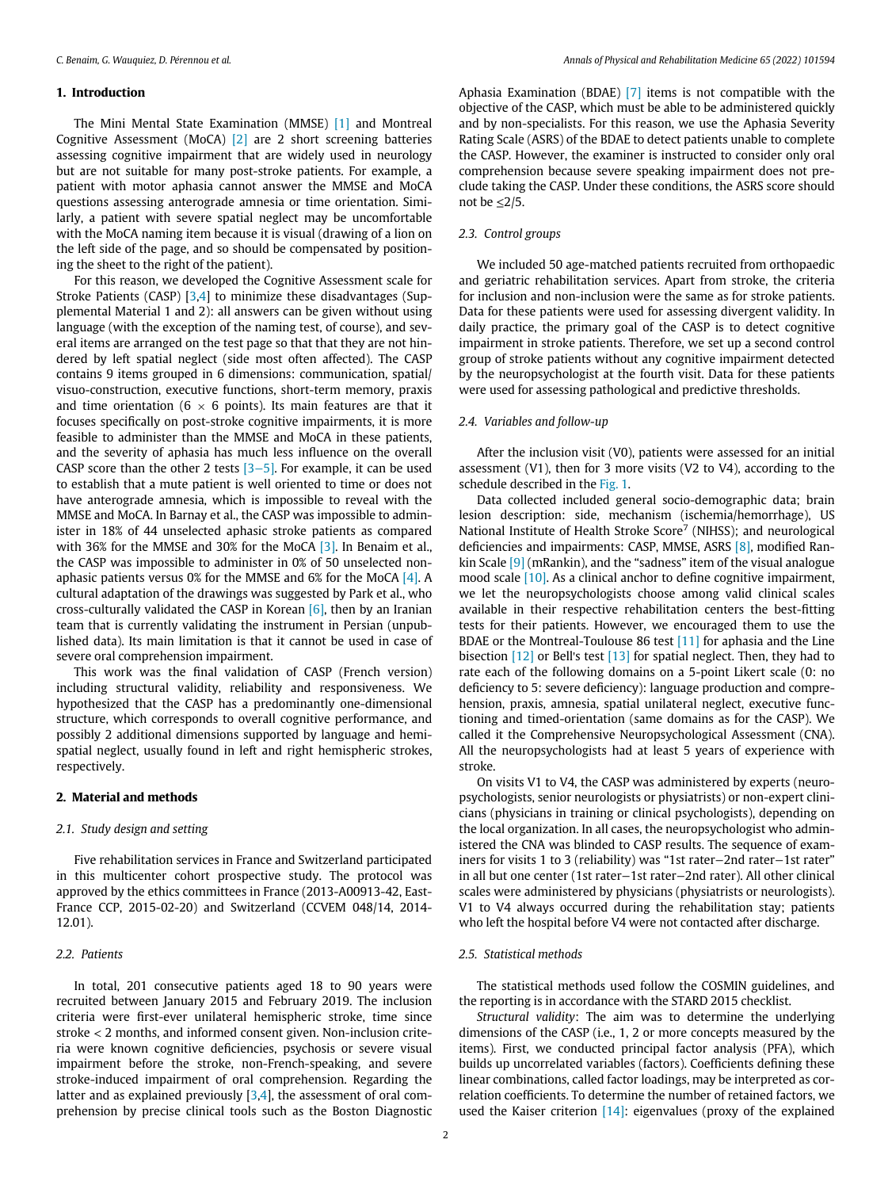## 1. Introduction

The Mini Mental State Examination (MMSE) [1] and Montreal Cognitive Assessment (MoCA) [2] are 2 short screening batteries assessing cognitive impairment that are widely used in neurology but are not suitable for many post-stroke patients. For example, a patient with motor aphasia cannot answer the MMSE and MoCA questions assessing anterograde amnesia or time orientation. Similarly, a patient with severe spatial neglect may be uncomfortable with the MoCA naming item because it is visual (drawing of a lion on the left side of the page, and so should be compensated by positioning the sheet to the right of the patient).

For this reason, we developed the Cognitive Assessment scale for Stroke Patients (CASP) [3,4] to minimize these disadvantages (Supplemental Material 1 and 2): all answers can be given without using language (with the exception of the naming test, of course), and several items are arranged on the test page so that that they are not hindered by left spatial neglect (side most often affected). The CASP contains 9 items grouped in 6 dimensions: communication, spatial/visuo-construction, executive functions, short-term memory, praxis and time orientation ($6 \times 6$ points). Its main features are that it focuses specifically on post-stroke cognitive impairments, it is more feasible to administer than the MMSE and MoCA in these patients, and the severity of aphasia has much less influence on the overall CASP score than the other 2 tests [3–5]. For example, it can be used to establish that a mute patient is well oriented to time or does not have anterograde amnesia, which is impossible to reveal with the MMSE and MoCA. In Barnay et al., the CASP was impossible to administer in 18% of 44 unselected aphasic stroke patients as compared with 36% for the MMSE and 30% for the MoCA [3]. In Benaim et al., the CASP was impossible to administer in 0% of 50 unselected non-aphasic patients versus 0% for the MMSE and 6% for the MoCA [4]. A cultural adaptation of the drawings was suggested by Park et al., who cross-culturally validated the CASP in Korean [6], then by an Iranian team that is currently validating the instrument in Persian (unpublished data). Its main limitation is that it cannot be used in case of severe oral comprehension impairment.

This work was the final validation of CASP (French version) including structural validity, reliability and responsiveness. We hypothesized that the CASP has a predominantly one-dimensional structure, which corresponds to overall cognitive performance, and possibly 2 additional dimensions supported by language and hemispatial neglect, usually found in left and right hemispheric strokes, respectively.

## 2. Material and methods

### 2.1. Study design and setting

Five rehabilitation services in France and Switzerland participated in this multicenter cohort prospective study. The protocol was approved by the ethics committees in France (2013-A00913-42, East-France CCP, 2015-02-20) and Switzerland (CCVEM 048/14, 2014-12.01).

### 2.2. Patients

In total, 201 consecutive patients aged 18 to 90 years were recruited between January 2015 and February 2019. The inclusion criteria were first-ever unilateral hemispheric stroke, time since stroke < 2 months, and informed consent given. Non-inclusion criteria were known cognitive deficiencies, psychosis or severe visual impairment before the stroke, non-French-speaking, and severe stroke-induced impairment of oral comprehension. Regarding the latter and as explained previously [3,4], the assessment of oral comprehension by precise clinical tools such as the Boston Diagnostic Aphasia Examination (BDAE) [7] items is not compatible with the objective of the CASP, which must be able to be administered quickly and by non-specialists. For this reason, we use the Aphasia Severity Rating Scale (ASRS) of the BDAE to detect patients unable to complete the CASP. However, the examiner is instructed to consider only oral comprehension because severe speaking impairment does not preclude taking the CASP. Under these conditions, the ASRS score should not be ≤2/5.

### 2.3. Control groups

We included 50 age-matched patients recruited from orthopaedic and geriatric rehabilitation services. Apart from stroke, the criteria for inclusion and non-inclusion were the same as for stroke patients. Data for these patients were used for assessing divergent validity. In daily practice, the primary goal of the CASP is to detect cognitive impairment in stroke patients. Therefore, we set up a second control group of stroke patients without any cognitive impairment detected by the neuropsychologist at the fourth visit. Data for these patients were used for assessing pathological and predictive thresholds.

### 2.4. Variables and follow-up

After the inclusion visit (V0), patients were assessed for an initial assessment (V1), then for 3 more visits (V2 to V4), according to the schedule described in the Fig. 1.

Data collected included general socio-demographic data; brain lesion description: side, mechanism (ischemia/hemorrhage), US National Institute of Health Stroke Score[7] (NIHSS); and neurological deficiencies and impairments: CASP, MMSE, ASRS [8], modified Rankin Scale [9] (mRankin), and the "sadness" item of the visual analogue mood scale [10]. As a clinical anchor to define cognitive impairment, we let the neuropsychologists choose among valid clinical scales available in their respective rehabilitation centers the best-fitting tests for their patients. However, we encouraged them to use the BDAE or the Montreal-Toulouse 86 test [11] for aphasia and the Line bisection [12] or Bell's test [13] for spatial neglect. Then, they had to rate each of the following domains on a 5-point Likert scale (0: no deficiency to 5: severe deficiency): language production and comprehension, praxis, amnesia, spatial unilateral neglect, executive functioning and timed-orientation (same domains as for the CASP). We called it the Comprehensive Neuropsychological Assessment (CNA). All the neuropsychologists had at least 5 years of experience with stroke.

On visits V1 to V4, the CASP was administered by experts (neuropsychologists, senior neurologists or physiatrists) or non-expert clinicians (physicians in training or clinical psychologists), depending on the local organization. In all cases, the neuropsychologist who administered the CNA was blinded to CASP results. The sequence of examiners for visits 1 to 3 (reliability) was "1st rater−2nd rater−1st rater" in all but one center (1st rater−1st rater−2nd rater). All other clinical scales were administered by physicians (physiatrists or neurologists). V1 to V4 always occurred during the rehabilitation stay; patients who left the hospital before V4 were not contacted after discharge.

### 2.5. Statistical methods

The statistical methods used follow the COSMIN guidelines, and the reporting is in accordance with the STARD 2015 checklist.

*Structural validity*: The aim was to determine the underlying dimensions of the CASP (i.e., 1, 2 or more concepts measured by the items). First, we conducted principal factor analysis (PFA), which builds up uncorrelated variables (factors). Coefficients defining these linear combinations, called factor loadings, may be interpreted as correlation coefficients. To determine the number of retained factors, we used the Kaiser criterion [14]: eigenvalues (proxy of the explained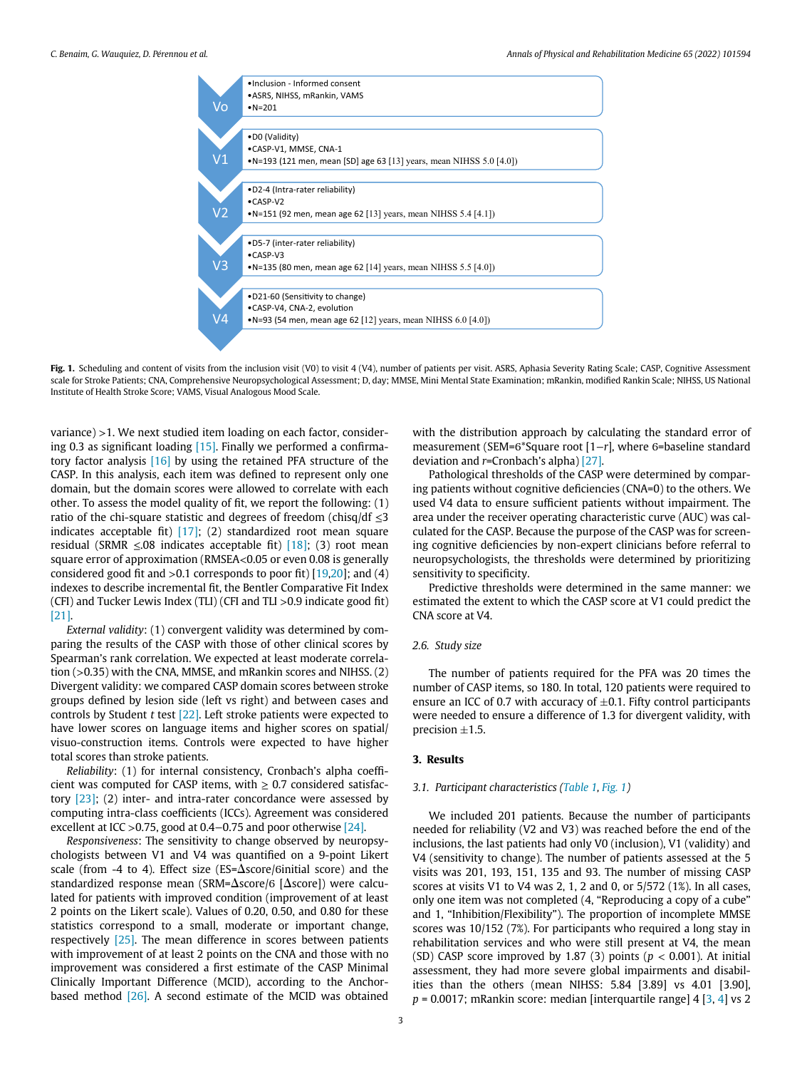- **Vo**
  - Inclusion - Informed consent
  - ASRS, NIHSS, mRankin, VAMS
  - N=201
- **V1**
  - D0 (Validity)
  - CASP-V1, MMSE, CNA-1
  - N=193 (121 men, mean [SD] age 63 [13] years, mean NIHSS 5.0 [4.0])
- **V2**
  - D2-4 (Intra-rater reliability)
  - CASP-V2
  - N=151 (92 men, mean age 62 [13] years, mean NIHSS 5.4 [4.1])
- **V3**
  - D5-7 (inter-rater reliability)
  - CASP-V3
  - N=135 (80 men, mean age 62 [14] years, mean NIHSS 5.5 [4.0])
- **V4**
  - D21-60 (Sensitivity to change)
  - CASP-V4, CNA-2, evolution
  - N=93 (54 men, mean age 62 [12] years, mean NIHSS 6.0 [4.0])

**Fig. 1.** Scheduling and content of visits from the inclusion visit (V0) to visit 4 (V4), number of patients per visit. ASRS, Aphasia Severity Rating Scale; CASP, Cognitive Assessment scale for Stroke Patients; CNA, Comprehensive Neuropsychological Assessment; D, day; MMSE, Mini Mental State Examination; mRankin, modified Rankin Scale; NIHSS, US National Institute of Health Stroke Score; VAMS, Visual Analogous Mood Scale.

variance) >1. We next studied item loading on each factor, considering 0.3 as significant loading [15]. Finally we performed a confirmatory factor analysis [16] by using the retained PFA structure of the CASP. In this analysis, each item was defined to represent only one domain, but the domain scores were allowed to correlate with each other. To assess the model quality of fit, we report the following: (1) ratio of the chi-square statistic and degrees of freedom (chisq/df $\leq$3 indicates acceptable fit) [17]; (2) standardized root mean square residual (SRMR $\leq$.08 indicates acceptable fit) [18]; (3) root mean square error of approximation (RMSEA<0.05 or even 0.08 is generally considered good fit and >0.1 corresponds to poor fit) [19,20]; and (4) indexes to describe incremental fit, the Bentler Comparative Fit Index (CFI) and Tucker Lewis Index (TLI) (CFI and TLI >0.9 indicate good fit) [21].

*External validity*: (1) convergent validity was determined by comparing the results of the CASP with those of other clinical scores by Spearman's rank correlation. We expected at least moderate correlation (>0.35) with the CNA, MMSE, and mRankin scores and NIHSS. (2) Divergent validity: we compared CASP domain scores between stroke groups defined by lesion side (left vs right) and between cases and controls by Student *t* test [22]. Left stroke patients were expected to have lower scores on language items and higher scores on spatial/visuo-construction items. Controls were expected to have higher total scores than stroke patients.

*Reliability*: (1) for internal consistency, Cronbach's alpha coefficient was computed for CASP items, with $\geq$ 0.7 considered satisfactory [23]; (2) inter- and intra-rater concordance were assessed by computing intra-class coefficients (ICCs). Agreement was considered excellent at ICC >0.75, good at 0.4−0.75 and poor otherwise [24].

*Responsiveness*: The sensitivity to change observed by neuropsychologists between V1 and V4 was quantified on a 9-point Likert scale (from -4 to 4). Effect size (ES=$\Delta$score/σinitial score) and the standardized response mean (SRM=$\Delta$score/σ [$\Delta$score]) were calculated for patients with improved condition (improvement of at least 2 points on the Likert scale). Values of 0.20, 0.50, and 0.80 for these statistics correspond to a small, moderate or important change, respectively [25]. The mean difference in scores between patients with improvement of at least 2 points on the CNA and those with no improvement was considered a first estimate of the CASP Minimal Clinically Important Difference (MCID), according to the Anchor-based method [26]. A second estimate of the MCID was obtained with the distribution approach by calculating the standard error of measurement (SEM=σ*Square root [1−*r*], where σ=baseline standard deviation and *r*=Cronbach's alpha) [27].

Pathological thresholds of the CASP were determined by comparing patients without cognitive deficiencies (CNA=0) to the others. We used V4 data to ensure sufficient patients without impairment. The area under the receiver operating characteristic curve (AUC) was calculated for the CASP. Because the purpose of the CASP was for screening cognitive deficiencies by non-expert clinicians before referral to neuropsychologists, the thresholds were determined by prioritizing sensitivity to specificity.

Predictive thresholds were determined in the same manner: we estimated the extent to which the CASP score at V1 could predict the CNA score at V4.

### 2.6. Study size

The number of patients required for the PFA was 20 times the number of CASP items, so 180. In total, 120 patients were required to ensure an ICC of 0.7 with accuracy of ±0.1. Fifty control participants were needed to ensure a difference of 1.3 for divergent validity, with precision ±1.5.

## 3. Results

### 3.1. Participant characteristics (Table 1, Fig. 1)

We included 201 patients. Because the number of participants needed for reliability (V2 and V3) was reached before the end of the inclusions, the last patients had only V0 (inclusion), V1 (validity) and V4 (sensitivity to change). The number of patients assessed at the 5 visits was 201, 193, 151, 135 and 93. The number of missing CASP scores at visits V1 to V4 was 2, 1, 2 and 0, or 5/572 (1%). In all cases, only one item was not completed (4, "Reproducing a copy of a cube" and 1, "Inhibition/Flexibility"). The proportion of incomplete MMSE scores was 10/152 (7%). For participants who required a long stay in rehabilitation services and who were still present at V4, the mean (SD) CASP score improved by 1.87 (3) points ($p < 0.001$). At initial assessment, they had more severe global impairments and disabilities than the others (mean NIHSS: 5.84 [3.89] vs 4.01 [3.90], $p = 0.0017$; mRankin score: median [interquartile range] 4 [3, 4] vs 2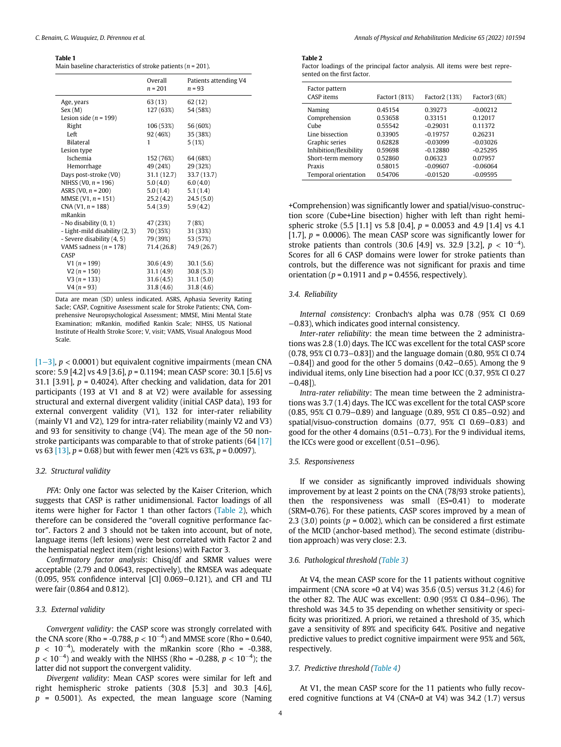**Table 1**
Main baseline characteristics of stroke patients ($n$ = 201).

| | Overall $n$ = 201 | Patients attending V4 $n$ = 93 |
|---|---|---|
| Age, years | 63 (13) | 62 (12) |
| Sex (M) | 127 (63%) | 54 (58%) |
| Lesion side ($n$ = 199) | | |
| Right | 106 (53%) | 56 (60%) |
| Left | 92 (46%) | 35 (38%) |
| Bilateral | 1 | 5 (1%) |
| Lesion type | | |
| Ischemia | 152 (76%) | 64 (68%) |
| Hemorrhage | 49 (24%) | 29 (32%) |
| Days post-stroke (V0) | 31.1 (12.7) | 33.7 (13.7) |
| NIHSS (V0, $n$ = 196) | 5.0 (4.0) | 6.0 (4.0) |
| ASRS (V0, $n$ = 200) | 5.0 (1.4) | 5.1 (1.4) |
| MMSE (V1, $n$ = 151) | 25.2 (4.2) | 24.5 (5.0) |
| CNA (V1, $n$ = 188) | 5.4 (3.9) | 5.9 (4.2) |
| mRankin | | |
| - No disability (0, 1) | 47 (23%) | 7 (8%) |
| - Light-mild disability (2, 3) | 70 (35%) | 31 (33%) |
| - Severe disability (4, 5) | 79 (39%) | 53 (57%) |
| VAMS sadness ($n$ = 178) | 71.4 (26.8) | 74.9 (26.7) |
| CASP | | |
| V1 ($n$ = 199) | 30.6 (4.9) | 30.1 (5.6) |
| V2 ($n$ = 150) | 31.1 (4.9) | 30.8 (5.3) |
| V3 ($n$ = 133) | 31.6 (4.5) | 31.1 (5.0) |
| V4 ($n$ = 93) | 31.8 (4.6) | 31.8 (4.6) |

Data are mean (SD) unless indicated. ASRS, Aphasia Severity Rating Sacle; CASP, Cognitive Assessment scale for Stroke Patients; CNA, Comprehensive Neuropsychological Assessment; MMSE, Mini Mental State Examination; mRankin, modified Rankin Scale; NIHSS, US National Institute of Health Stroke Score; V, visit; VAMS, Visual Analogous Mood Scale.

[1–3], $p < 0.0001$) but equivalent cognitive impairments (mean CNA score: 5.9 [4.2] vs 4.9 [3.6], $p$ = 0.1194; mean CASP score: 30.1 [5.6] vs 31.1 [3.91], $p$ = 0.4024). After checking and validation, data for 201 participants (193 at V1 and 8 at V2) were available for assessing structural and external divergent validity (initial CASP data), 193 for external convergent validity (V1), 132 for inter-rater reliability (mainly V1 and V2), 129 for intra-rater reliability (mainly V2 and V3) and 93 for sensitivity to change (V4). The mean age of the 50 non-stroke participants was comparable to that of stroke patients (64 [17] vs 63 [13], $p$ = 0.68) but with fewer men (42% vs 63%, $p$ = 0.0097).

### 3.2. Structural validity

*PFA*: Only one factor was selected by the Kaiser Criterion, which suggests that CASP is rather unidimensional. Factor loadings of all items were higher for Factor 1 than other factors (Table 2), which therefore can be considered the "overall cognitive performance factor". Factors 2 and 3 should not be taken into account, but of note, language items (left lesions) were best correlated with Factor 2 and the hemispatial neglect item (right lesions) with Factor 3.

*Confirmatory factor analysis*: Chisq/df and SRMR values were acceptable (2.79 and 0.0643, respectively), the RMSEA was adequate (0.095, 95% confidence interval [CI] 0.069−0.121), and CFI and TLI were fair (0.864 and 0.812).

### 3.3. External validity

*Convergent validity*: the CASP score was strongly correlated with the CNA score (Rho = -0.788, $p < 10^{-4}$) and MMSE score (Rho = 0.640, $p < 10^{-4}$), moderately with the mRankin score (Rho = -0.388, $p < 10^{-4}$) and weakly with the NIHSS (Rho = -0.288, $p < 10^{-4}$); the latter did not support the convergent validity.

*Divergent validity*: Mean CASP scores were similar for left and right hemispheric stroke patients (30.8 [5.3] and 30.3 [4.6], $p$ = 0.5001). As expected, the mean language score (Naming +Comprehension) was significantly lower and spatial/visuo-construction score (Cube+Line bisection) higher with left than right hemispheric stroke (5.5 [1.1] vs 5.8 [0.4], $p$ = 0.0053 and 4.9 [1.4] vs 4.1 [1.7], $p$ = 0.0006). The mean CASP score was significantly lower for stroke patients than controls (30.6 [4.9] vs. 32.9 [3.2], $p < 10^{-4}$). Scores for all 6 CASP domains were lower for stroke patients than controls, but the difference was not significant for praxis and time orientation ($p$ = 0.1911 and $p$ = 0.4556, respectively).

**Table 2**
Factor loadings of the principal factor analysis. All items were best represented on the first factor.

| Factor pattern CASP items | Factor1 (81%) | Factor2 (13%) | Factor3 (6%) |
|---|---|---|---|
| Naming | 0.45154 | 0.39273 | -0.00212 |
| Comprehension | 0.53658 | 0.33151 | 0.12017 |
| Cube | 0.55542 | -0.29031 | 0.11372 |
| Line bissection | 0.33905 | -0.19757 | 0.26231 |
| Graphic series | 0.62828 | -0.03099 | -0.03026 |
| Inhibition/flexibility | 0.59698 | -0.12880 | -0.25295 |
| Short-term memory | 0.52860 | 0.06323 | 0.07957 |
| Praxis | 0.58015 | -0.09607 | -0.06064 |
| Temporal orientation | 0.54706 | -0.01520 | -0.09595 |

### 3.4. Reliability

*Internal consistency*: Cronbach's alpha was 0.78 (95% CI 0.69 −0.83), which indicates good internal consistency.

*Inter-rater reliability*: the mean time between the 2 administrations was 2.8 (1.0) days. The ICC was excellent for the total CASP score (0.78, 95% CI 0.73−0.83]) and the language domain (0.80, 95% CI 0.74 −0.84]) and good for the other 5 domains (0.42−0.65). Among the 9 individual items, only Line bisection had a poor ICC (0.37, 95% CI 0.27 −0.48]).

*Intra-rater reliability*: The mean time between the 2 administrations was 3.7 (1.4) days. The ICC was excellent for the total CASP score (0.85, 95% CI 0.79−0.89) and language (0.89, 95% CI 0.85−0.92) and spatial/visuo-construction domains (0.77, 95% CI 0.69−0.83) and good for the other 4 domains (0.51−0.73). For the 9 individual items, the ICCs were good or excellent (0.51−0.96).

### 3.5. Responsiveness

If we consider as significantly improved individuals showing improvement by at least 2 points on the CNA (78/93 stroke patients), then the responsiveness was small (ES=0.41) to moderate (SRM=0.76). For these patients, CASP scores improved by a mean of 2.3 (3.0) points ($p$ = 0.002), which can be considered a first estimate of the MCID (anchor-based method). The second estimate (distribution approach) was very close: 2.3.

### 3.6. Pathological threshold (Table 3)

At V4, the mean CASP score for the 11 patients without cognitive impairment (CNA score =0 at V4) was 35.6 (0.5) versus 31.2 (4.6) for the other 82. The AUC was excellent: 0.90 (95% CI 0.84−0.96). The threshold was 34.5 to 35 depending on whether sensitivity or specificity was prioritized. A priori, we retained a threshold of 35, which gave a sensitivity of 89% and specificity 64%. Positive and negative predictive values to predict cognitive impairment were 95% and 56%, respectively.

### 3.7. Predictive threshold (Table 4)

At V1, the mean CASP score for the 11 patients who fully recovered cognitive functions at V4 (CNA=0 at V4) was 34.2 (1.7) versus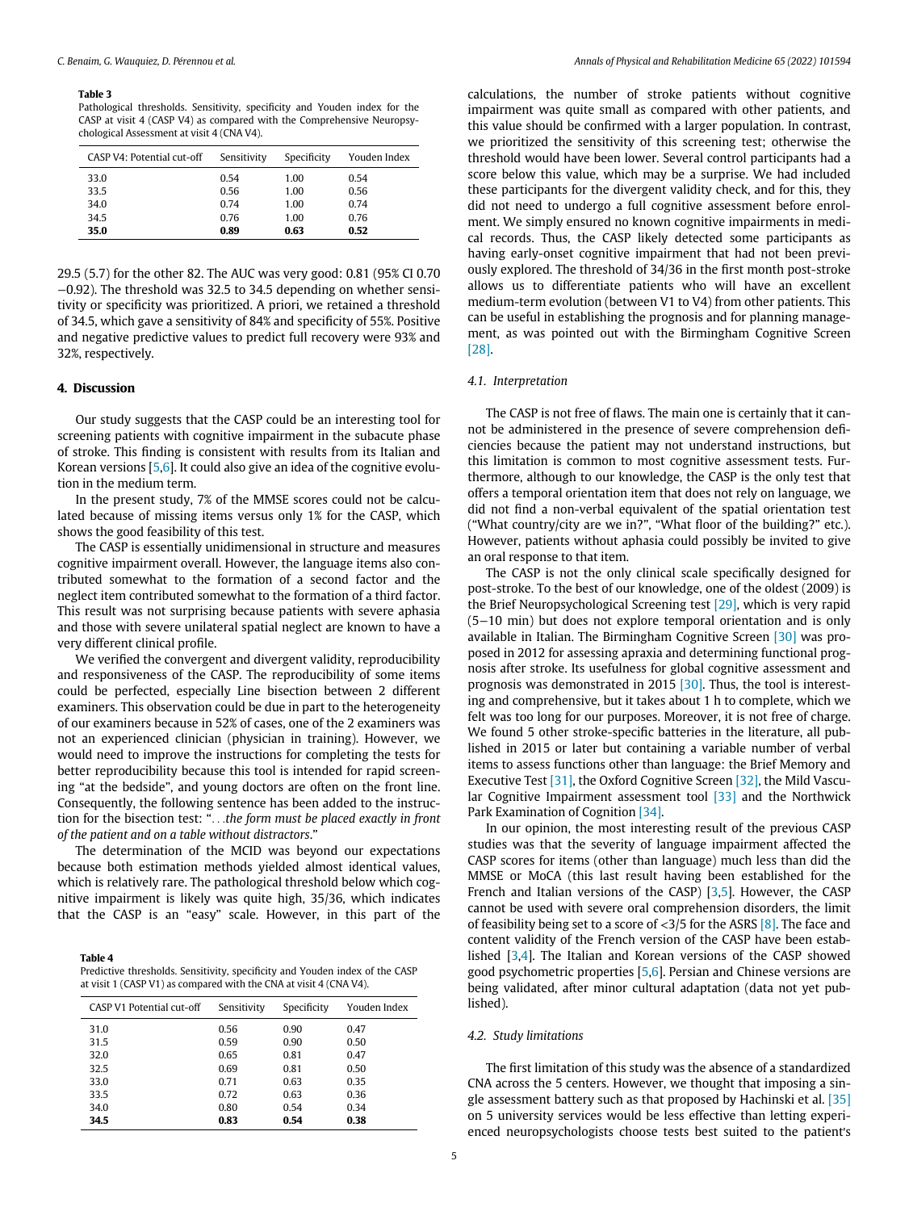**Table 3**
Pathological thresholds. Sensitivity, specificity and Youden index for the CASP at visit 4 (CASP V4) as compared with the Comprehensive Neuropsychological Assessment at visit 4 (CNA V4).

| CASP V4: Potential cut-off | Sensitivity | Specificity | Youden Index |
|---|---|---|---|
| 33.0 | 0.54 | 1.00 | 0.54 |
| 33.5 | 0.56 | 1.00 | 0.56 |
| 34.0 | 0.74 | 1.00 | 0.74 |
| 34.5 | 0.76 | 1.00 | 0.76 |
| **35.0** | **0.89** | **0.63** | **0.52** |

29.5 (5.7) for the other 82. The AUC was very good: 0.81 (95% CI 0.70−0.92). The threshold was 32.5 to 34.5 depending on whether sensitivity or specificity was prioritized. A priori, we retained a threshold of 34.5, which gave a sensitivity of 84% and specificity of 55%. Positive and negative predictive values to predict full recovery were 93% and 32%, respectively.

## 4. Discussion

Our study suggests that the CASP could be an interesting tool for screening patients with cognitive impairment in the subacute phase of stroke. This finding is consistent with results from its Italian and Korean versions [5,6]. It could also give an idea of the cognitive evolution in the medium term.

In the present study, 7% of the MMSE scores could not be calculated because of missing items versus only 1% for the CASP, which shows the good feasibility of this test.

The CASP is essentially unidimensional in structure and measures cognitive impairment overall. However, the language items also contributed somewhat to the formation of a second factor and the neglect item contributed somewhat to the formation of a third factor. This result was not surprising because patients with severe aphasia and those with severe unilateral spatial neglect are known to have a very different clinical profile.

We verified the convergent and divergent validity, reproducibility and responsiveness of the CASP. The reproducibility of some items could be perfected, especially Line bisection between 2 different examiners. This observation could be due in part to the heterogeneity of our examiners because in 52% of cases, one of the 2 examiners was not an experienced clinician (physician in training). However, we would need to improve the instructions for completing the tests for better reproducibility because this tool is intended for rapid screening "at the bedside", and young doctors are often on the front line. Consequently, the following sentence has been added to the instruction for the bisection test: "*. . .the form must be placed exactly in front of the patient and on a table without distractors*."

The determination of the MCID was beyond our expectations because both estimation methods yielded almost identical values, which is relatively rare. The pathological threshold below which cognitive impairment is likely was quite high, 35/36, which indicates that the CASP is an "easy" scale. However, in this part of the calculations, the number of stroke patients without cognitive impairment was quite small as compared with other patients, and this value should be confirmed with a larger population. In contrast, we prioritized the sensitivity of this screening test; otherwise the threshold would have been lower. Several control participants had a score below this value, which may be a surprise. We had included these participants for the divergent validity check, and for this, they did not need to undergo a full cognitive assessment before enrolment. We simply ensured no known cognitive impairments in medical records. Thus, the CASP likely detected some participants as having early-onset cognitive impairment that had not been previously explored. The threshold of 34/36 in the first month post-stroke allows us to differentiate patients who will have an excellent medium-term evolution (between V1 to V4) from other patients. This can be useful in establishing the prognosis and for planning management, as was pointed out with the Birmingham Cognitive Screen [28].

**Table 4**
Predictive thresholds. Sensitivity, specificity and Youden index of the CASP at visit 1 (CASP V1) as compared with the CNA at visit 4 (CNA V4).

| CASP V1 Potential cut-off | Sensitivity | Specificity | Youden Index |
|---|---|---|---|
| 31.0 | 0.56 | 0.90 | 0.47 |
| 31.5 | 0.59 | 0.90 | 0.50 |
| 32.0 | 0.65 | 0.81 | 0.47 |
| 32.5 | 0.69 | 0.81 | 0.50 |
| 33.0 | 0.71 | 0.63 | 0.35 |
| 33.5 | 0.72 | 0.63 | 0.36 |
| 34.0 | 0.80 | 0.54 | 0.34 |
| **34.5** | **0.83** | **0.54** | **0.38** |

### 4.1. Interpretation

The CASP is not free of flaws. The main one is certainly that it cannot be administered in the presence of severe comprehension deficiencies because the patient may not understand instructions, but this limitation is common to most cognitive assessment tests. Furthermore, although to our knowledge, the CASP is the only test that offers a temporal orientation item that does not rely on language, we did not find a non-verbal equivalent of the spatial orientation test ("What country/city are we in?", "What floor of the building?" etc.). However, patients without aphasia could possibly be invited to give an oral response to that item.

The CASP is not the only clinical scale specifically designed for post-stroke. To the best of our knowledge, one of the oldest (2009) is the Brief Neuropsychological Screening test [29], which is very rapid (5−10 min) but does not explore temporal orientation and is only available in Italian. The Birmingham Cognitive Screen [30] was proposed in 2012 for assessing apraxia and determining functional prognosis after stroke. Its usefulness for global cognitive assessment and prognosis was demonstrated in 2015 [30]. Thus, the tool is interesting and comprehensive, but it takes about 1 h to complete, which we felt was too long for our purposes. Moreover, it is not free of charge. We found 5 other stroke-specific batteries in the literature, all published in 2015 or later but containing a variable number of verbal items to assess functions other than language: the Brief Memory and Executive Test [31], the Oxford Cognitive Screen [32], the Mild Vascular Cognitive Impairment assessment tool [33] and the Northwick Park Examination of Cognition [34].

In our opinion, the most interesting result of the previous CASP studies was that the severity of language impairment affected the CASP scores for items (other than language) much less than did the MMSE or MoCA (this last result having been established for the French and Italian versions of the CASP) [3,5]. However, the CASP cannot be used with severe oral comprehension disorders, the limit of feasibility being set to a score of <3/5 for the ASRS [8]. The face and content validity of the French version of the CASP have been established [3,4]. The Italian and Korean versions of the CASP showed good psychometric properties [5,6]. Persian and Chinese versions are being validated, after minor cultural adaptation (data not yet published).

### 4.2. Study limitations

The first limitation of this study was the absence of a standardized CNA across the 5 centers. However, we thought that imposing a single assessment battery such as that proposed by Hachinski et al. [35] on 5 university services would be less effective than letting experienced neuropsychologists choose tests best suited to the patient's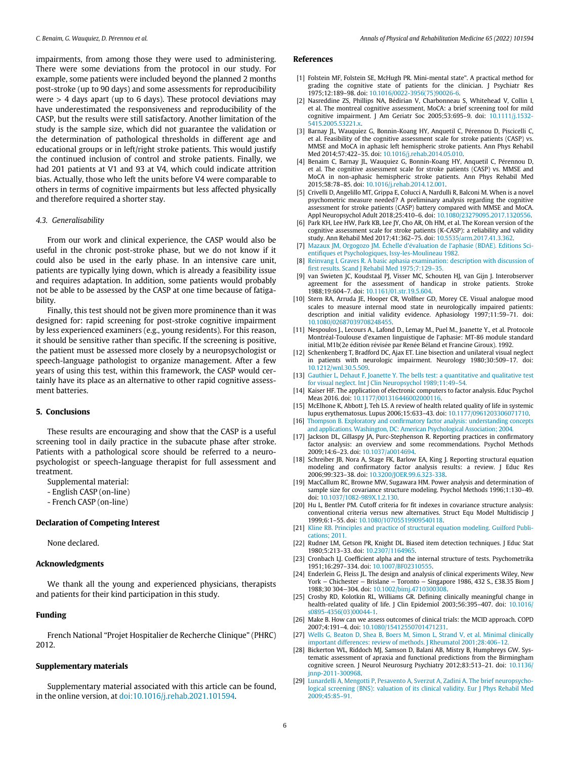impairments, from among those they were used to administering. There were some deviations from the protocol in our study. For example, some patients were included beyond the planned 2 months post-stroke (up to 90 days) and some assessments for reproducibility were > 4 days apart (up to 6 days). These protocol deviations may have underestimated the responsiveness and reproducibility of the CASP, but the results were still satisfactory. Another limitation of the study is the sample size, which did not guarantee the validation or the determination of pathological thresholds in different age and educational groups or in left/right stroke patients. This would justify the continued inclusion of control and stroke patients. Finally, we had 201 patients at V1 and 93 at V4, which could indicate attrition bias. Actually, those who left the units before V4 were comparable to others in terms of cognitive impairments but less affected physically and therefore required a shorter stay.

### 4.3. Generalisability

From our work and clinical experience, the CASP would also be useful in the chronic post-stroke phase, but we do not know if it could also be used in the early phase. In an intensive care unit, patients are typically lying down, which is already a feasibility issue and requires adaptation. In addition, some patients would probably not be able to be assessed by the CASP at one time because of fatigability.

Finally, this test should not be given more prominence than it was designed for: rapid screening for post-stroke cognitive impairment by less experienced examiners (e.g., young residents). For this reason, it should be sensitive rather than specific. If the screening is positive, the patient must be assessed more closely by a neuropsychologist or speech-language pathologist to organize management. After a few years of using this test, within this framework, the CASP would certainly have its place as an alternative to other rapid cognitive assessment batteries.

## 5. Conclusions

These results are encouraging and show that the CASP is a useful screening tool in daily practice in the subacute phase after stroke. Patients with a pathological score should be referred to a neuropsychologist or speech-language therapist for full assessment and treatment.

Supplemental material:
- English CASP (on-line)
- French CASP (on-line)

## Declaration of Competing Interest

None declared.

## Acknowledgments

We thank all the young and experienced physicians, therapists and patients for their kind participation in this study.

## Funding

French National "Projet Hospitalier de Recherche Clinique" (PHRC) 2012.

## Supplementary materials

Supplementary material associated with this article can be found, in the online version, at doi:10.1016/j.rehab.2021.101594.

## References

[1] Folstein MF, Folstein SE, McHugh PR. Mini-mental state". A practical method for grading the cognitive state of patients for the clinician. J Psychiatr Res 1975;12:189–98. doi: 10.1016/0022-3956(75)90026-6.

[2] Nasreddine ZS, Phillips NA, Bédirian V, Charbonneau S, Whitehead V, Collin I, et al. The montreal cognitive assessment, MoCA: a brief screening tool for mild cognitive impairment. J Am Geriatr Soc 2005;53:695–9. doi: 10.1111/j.1532-5415.2005.53221.x.

[3] Barnay JL, Wauquiez G, Bonnin-Koang HY, Anquetil C, Pérennou D, Piscicelli C, et al. Feasibility of the cognitive assessment scale for stroke patients (CASP) vs. MMSE and MoCA in aphasic left hemispheric stroke patients. Ann Phys Rehabil Med 2014;57:422–35. doi: 10.1016/j.rehab.2014.05.010.

[4] Benaim C, Barnay JL, Wauquiez G, Bonnin-Koang HY, Anquetil C, Pérennou D, et al. The cognitive assessment scale for stroke patients (CASP) vs. MMSE and MoCA in non-aphasic hemispheric stroke patients. Ann Phys Rehabil Med 2015;58:78–85. doi: 10.1016/j.rehab.2014.12.001.

[5] Crivelli D, Angelillo MT, Grippa E, Colucci A, Nardulli R, Balconi M. When is a novel psychometric measure needed? A preliminary analysis regarding the cognitive assessment for stroke patients (CASP) battery compared with MMSE and MoCA. Appl Neuropsychol Adult 2018;25:410–6. doi: 10.1080/23279095.2017.1320556.

[6] Park KH, Lee HW, Park KB, Lee JY, Cho AR, Oh HM, et al. The Korean version of the cognitive assessment scale for stroke patients (K-CASP): a reliability and validity study. Ann Rehabil Med 2017;41:362–75. doi: 10.5535/arm.2017.41.3.362.

[7] Mazaux JM, Orgogozo JM. Échelle d'évaluation de l'aphasie (BDAE). Editions Scientifiques et Psychologiques, Issy-les-Moulineau 1982.

[8] Reinvang I, Graves R. A basic aphasia examination: description with discussion of first results. Scand J Rehabil Med 1975;7:129–35.

[9] van Swieten JC, Koudstaal PJ, Visser MC, Schouten HJ, van Gijn J. Interobserver agreement for the assessment of handicap in stroke patients. Stroke 1988;19:604–7. doi: 10.1161/01.str.19.5.604.

[10] Stern RA, Arruda JE, Hooper CR, Wolfner GD, Morey CE. Visual analogue mood scales to measure internal mood state in neurologically impaired patients: description and initial validity evidence. Aphasiology 1997;11:59–71. doi: 10.1080/02687039708248455.

[11] Nespoulous J., Lecours A., Lafond D., Lemay M., Puel M., Joanette Y., et al. Protocole Montréal-Toulouse d'examen linguistique de l'aphasie: MT-86 module standard initial, M1b(2e édition révisée par Renée Béland et Francine Giroux). 1992.

[12] Schenkenberg T, Bradford DC, Ajax ET. Line bisection and unilateral visual neglect in patients with neurologic impairment. Neurology 1980;30:509–17. doi: 10.1212/wnl.30.5.509.

[13] Gauthier L, Dehaut F, Joanette Y. The bells test: a quantitative and qualitative test for visual neglect. Int J Clin Neuropsychol 1989;11:49–54.

[14] Kaiser HF. The application of electronic computers to factor analysis. Educ Psychol Meas 2016. doi: 10.1177/001316446002000116.

[15] McElhone K, Abbott J, Teh LS. A review of health related quality of life in systemic lupus erythematosus. Lupus 2006;15:633–43. doi: 10.1177/0961203306071710.

[16] Thompson B. Exploratory and confirmatory factor analysis: understanding concepts and applications. Washington, DC: American Psychological Association; 2004.

[17] Jackson DL, Gillaspy JA, Purc-Stephenson R. Reporting practices in confirmatory factor analysis: an overview and some recommendations. Psychol Methods 2009;14:6–23. doi: 10.1037/a0014694.

[18] Schreiber JB, Nora A, Stage FK, Barlow EA, King J. Reporting structural equation modeling and confirmatory factor analysis results: a review. J Educ Res 2006;99:323–38. doi: 10.3200/JOER.99.6.323-338.

[19] MacCallum RC, Browne MW, Sugawara HM. Power analysis and determination of sample size for covariance structure modeling. Psychol Methods 1996;1:130–49. doi: 10.1037/1082-989X.1.2.130.

[20] Hu L, Bentler PM. Cutoff criteria for fit indexes in covariance structure analysis: conventional criteria versus new alternatives. Struct Equ Model Multidiscip J 1999;6:1–55. doi: 10.1080/10705519909540118.

[21] Kline RB. Principles and practice of structural equation modeling. Guilford Publications; 2011.

[22] Rudner LM, Getson PR, Knight DL. Biased item detection techniques. J Educ Stat 1980;5:213–33. doi: 10.2307/1164965.

[23] Cronbach LJ. Coefficient alpha and the internal structure of tests. Psychometrika 1951;16:297–334. doi: 10.1007/BF02310555.

[24] Enderlein G, Fleiss JL. The design and analysis of clinical experiments Wiley, New York – Chichester – Brislane – Toronto – Singapore 1986, 432 S., £38.35 Biom J 1988;30 304–304. doi: 10.1002/bimj.4710300308.

[25] Crosby RD, Kolotkin RL, Williams GR. Defining clinically meaningful change in health-related quality of life. J Clin Epidemiol 2003;56:395–407. doi: 10.1016/s0895-4356(03)00044-1.

[26] Make B. How can we assess outcomes of clinical trials: the MCID approach. COPD 2007;4:191–4. doi: 10.1080/15412550701471231.

[27] Wells G, Beaton D, Shea B, Boers M, Simon L, Strand V, et al. Minimal clinically important differences: review of methods. J Rheumatol 2001;28:406–12.

[28] Bickerton WL, Riddoch MJ, Samson D, Balani AB, Mistry B, Humphreys GW. Systematic assessment of apraxia and functional predictions from the Birmingham cognitive screen. J Neurol Neurosurg Psychiatry 2012;83:513–21. doi: 10.1136/jnnp-2011-300968.

[29] Lunardelli A, Mengotti P, Pesavento A, Sverzut A, Zadini A. The brief neuropsychological screening (BNS): valuation of its clinical validity. Eur J Phys Rehabil Med 2009;45:85–91.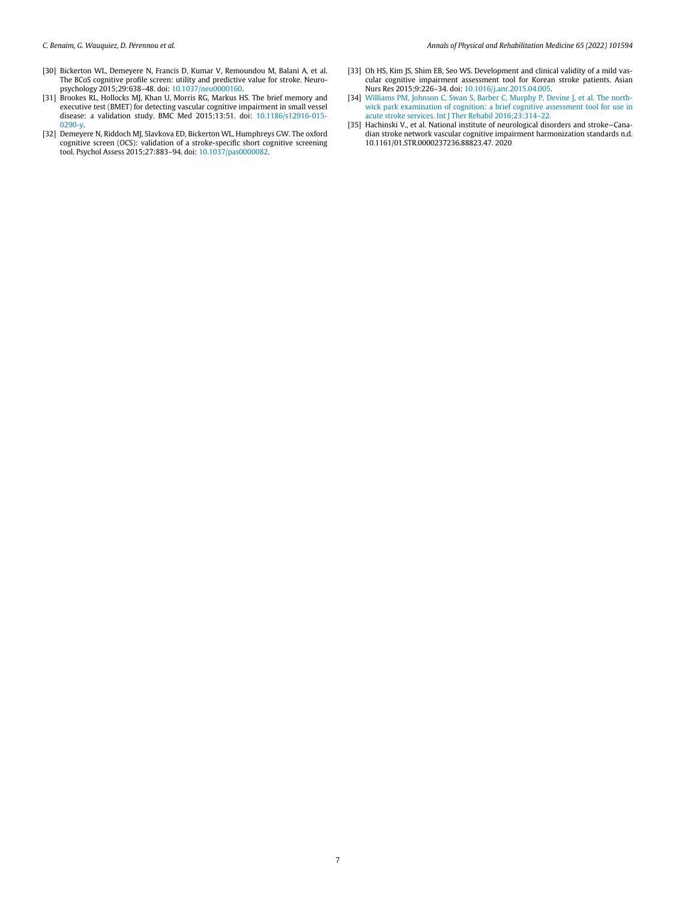[30] Bickerton WL, Demeyere N, Francis D, Kumar V, Remoundou M, Balani A, et al. The BCoS cognitive profile screen: utility and predictive value for stroke. Neuropsychology 2015;29:638–48. doi: 10.1037/neu0000160.

[31] Brookes RL, Hollocks MJ, Khan U, Morris RG, Markus HS. The brief memory and executive test (BMET) for detecting vascular cognitive impairment in small vessel disease: a validation study. BMC Med 2015;13:51. doi: 10.1186/s12916-015-0290-y.

[32] Demeyere N, Riddoch MJ, Slavkova ED, Bickerton WL, Humphreys GW. The oxford cognitive screen (OCS): validation of a stroke-specific short cognitive screening tool. Psychol Assess 2015;27:883–94. doi: 10.1037/pas0000082.

[33] Oh HS, Kim JS, Shim EB, Seo WS. Development and clinical validity of a mild vascular cognitive impairment assessment tool for Korean stroke patients. Asian Nurs Res 2015;9:226–34. doi: 10.1016/j.anr.2015.04.005.

[34] Williams PM, Johnson C, Swan S, Barber C, Murphy P, Devine J, et al. The northwick park examination of cognition: a brief cognitive assessment tool for use in acute stroke services. Int J Ther Rehabil 2016;23:314–22.

[35] Hachinski V., et al. National institute of neurological disorders and stroke−Canadian stroke network vascular cognitive impairment harmonization standards n.d. 10.1161/01.STR.0000237236.88823.47. 2020